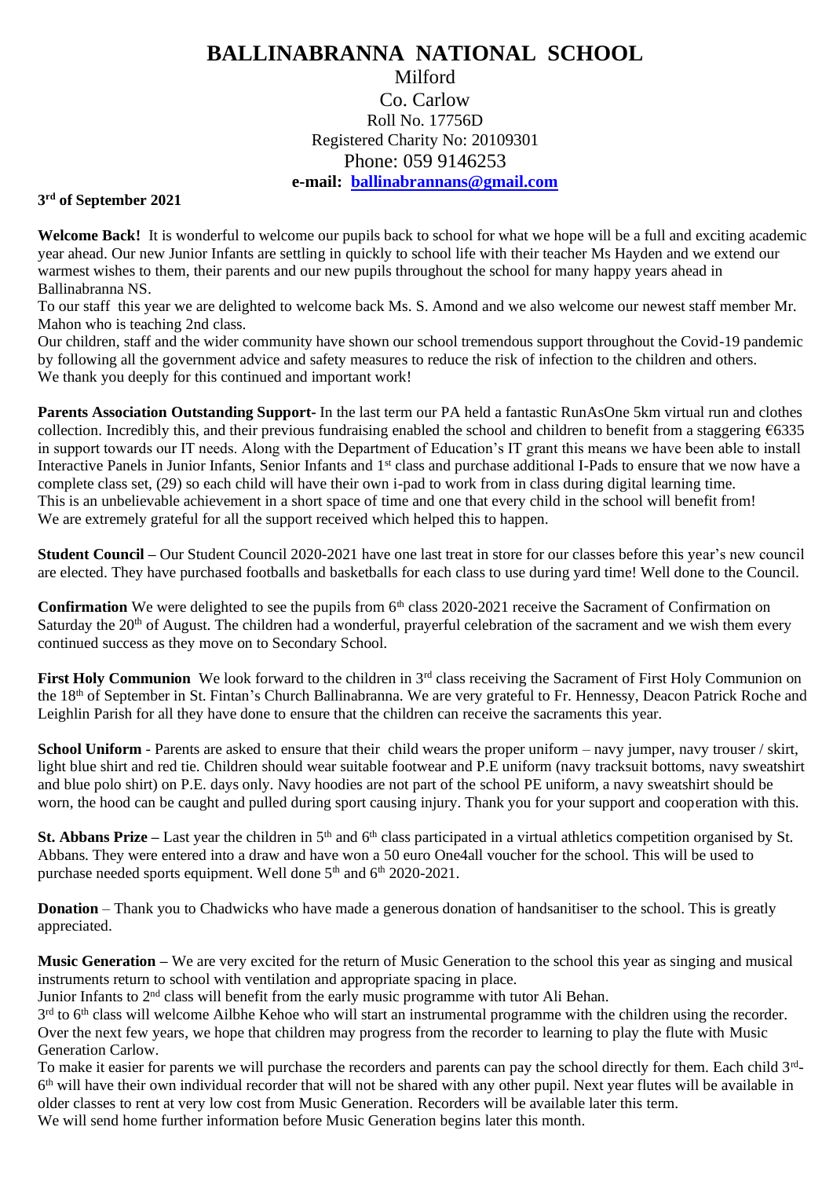# BALLINABRANNA NATIONAL SCHOOL

Milford
Co. Carlow
Roll No. 17756D
Registered Charity No: 20109301
Phone: 059 9146253
**e-mail: ballinabrannans@gmail.com**

**3rd of September 2021**

**Welcome Back!** It is wonderful to welcome our pupils back to school for what we hope will be a full and exciting academic year ahead. Our new Junior Infants are settling in quickly to school life with their teacher Ms Hayden and we extend our warmest wishes to them, their parents and our new pupils throughout the school for many happy years ahead in Ballinabranna NS.
To our staff this year we are delighted to welcome back Ms. S. Amond and we also welcome our newest staff member Mr. Mahon who is teaching 2nd class.
Our children, staff and the wider community have shown our school tremendous support throughout the Covid-19 pandemic by following all the government advice and safety measures to reduce the risk of infection to the children and others.
We thank you deeply for this continued and important work!

**Parents Association Outstanding Support**- In the last term our PA held a fantastic RunAsOne 5km virtual run and clothes collection. Incredibly this, and their previous fundraising enabled the school and children to benefit from a staggering €6335 in support towards our IT needs. Along with the Department of Education's IT grant this means we have been able to install Interactive Panels in Junior Infants, Senior Infants and 1st class and purchase additional I-Pads to ensure that we now have a complete class set, (29) so each child will have their own i-pad to work from in class during digital learning time.
This is an unbelievable achievement in a short space of time and one that every child in the school will benefit from!
We are extremely grateful for all the support received which helped this to happen.

**Student Council** – Our Student Council 2020-2021 have one last treat in store for our classes before this year's new council are elected. They have purchased footballs and basketballs for each class to use during yard time! Well done to the Council.

**Confirmation** We were delighted to see the pupils from 6th class 2020-2021 receive the Sacrament of Confirmation on Saturday the 20th of August. The children had a wonderful, prayerful celebration of the sacrament and we wish them every continued success as they move on to Secondary School.

**First Holy Communion** We look forward to the children in 3rd class receiving the Sacrament of First Holy Communion on the 18th of September in St. Fintan's Church Ballinabranna. We are very grateful to Fr. Hennessy, Deacon Patrick Roche and Leighlin Parish for all they have done to ensure that the children can receive the sacraments this year.

**School Uniform** - Parents are asked to ensure that their child wears the proper uniform – navy jumper, navy trouser / skirt, light blue shirt and red tie. Children should wear suitable footwear and P.E uniform (navy tracksuit bottoms, navy sweatshirt and blue polo shirt) on P.E. days only. Navy hoodies are not part of the school PE uniform, a navy sweatshirt should be worn, the hood can be caught and pulled during sport causing injury. Thank you for your support and cooperation with this.

**St. Abbans Prize** – Last year the children in 5th and 6th class participated in a virtual athletics competition organised by St. Abbans. They were entered into a draw and have won a 50 euro One4all voucher for the school. This will be used to purchase needed sports equipment. Well done 5th and 6th 2020-2021.

**Donation** – Thank you to Chadwicks who have made a generous donation of handsanitiser to the school. This is greatly appreciated.

**Music Generation** – We are very excited for the return of Music Generation to the school this year as singing and musical instruments return to school with ventilation and appropriate spacing in place.
Junior Infants to 2nd class will benefit from the early music programme with tutor Ali Behan.
3rd to 6th class will welcome Ailbhe Kehoe who will start an instrumental programme with the children using the recorder. Over the next few years, we hope that children may progress from the recorder to learning to play the flute with Music Generation Carlow.
To make it easier for parents we will purchase the recorders and parents can pay the school directly for them. Each child 3rd-6th will have their own individual recorder that will not be shared with any other pupil. Next year flutes will be available in older classes to rent at very low cost from Music Generation. Recorders will be available later this term.
We will send home further information before Music Generation begins later this month.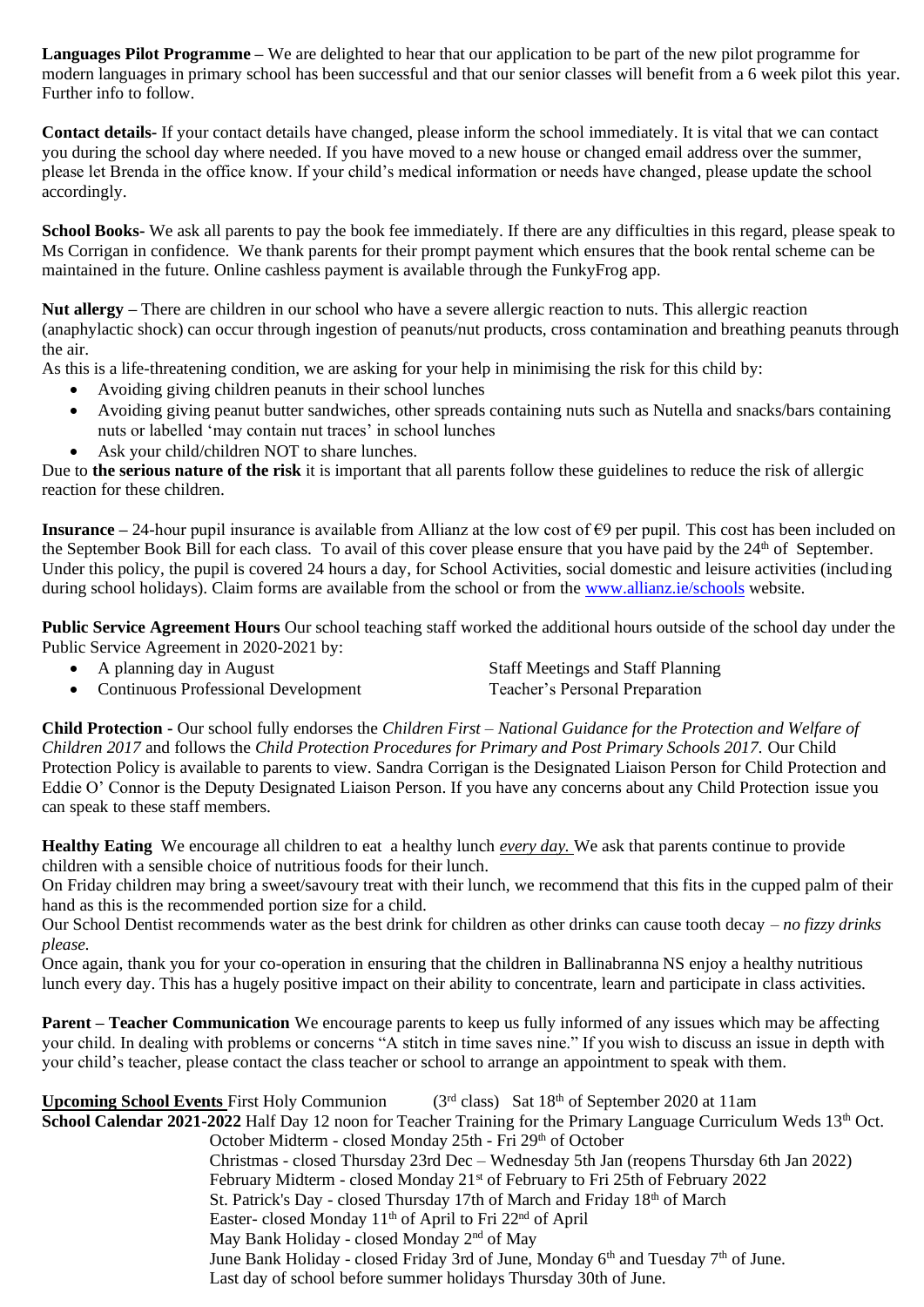**Languages Pilot Programme –** We are delighted to hear that our application to be part of the new pilot programme for modern languages in primary school has been successful and that our senior classes will benefit from a 6 week pilot this year. Further info to follow.

**Contact details-** If your contact details have changed, please inform the school immediately. It is vital that we can contact you during the school day where needed. If you have moved to a new house or changed email address over the summer, please let Brenda in the office know. If your child's medical information or needs have changed, please update the school accordingly.

**School Books-** We ask all parents to pay the book fee immediately. If there are any difficulties in this regard, please speak to Ms Corrigan in confidence. We thank parents for their prompt payment which ensures that the book rental scheme can be maintained in the future. Online cashless payment is available through the FunkyFrog app.

**Nut allergy –** There are children in our school who have a severe allergic reaction to nuts. This allergic reaction (anaphylactic shock) can occur through ingestion of peanuts/nut products, cross contamination and breathing peanuts through the air.

As this is a life-threatening condition, we are asking for your help in minimising the risk for this child by:

- Avoiding giving children peanuts in their school lunches
- Avoiding giving peanut butter sandwiches, other spreads containing nuts such as Nutella and snacks/bars containing nuts or labelled 'may contain nut traces' in school lunches
- Ask your child/children NOT to share lunches.

Due to **the serious nature of the risk** it is important that all parents follow these guidelines to reduce the risk of allergic reaction for these children.

**Insurance –** 24-hour pupil insurance is available from Allianz at the low cost of €9 per pupil. This cost has been included on the September Book Bill for each class. To avail of this cover please ensure that you have paid by the 24th of September. Under this policy, the pupil is covered 24 hours a day, for School Activities, social domestic and leisure activities (including during school holidays). Claim forms are available from the school or from the www.allianz.ie/schools website.

**Public Service Agreement Hours** Our school teaching staff worked the additional hours outside of the school day under the Public Service Agreement in 2020-2021 by:

- A planning day in August
- Continuous Professional Development
- Staff Meetings and Staff Planning
- Teacher's Personal Preparation

**Child Protection -** Our school fully endorses the *Children First – National Guidance for the Protection and Welfare of Children 2017* and follows the *Child Protection Procedures for Primary and Post Primary Schools 2017.* Our Child Protection Policy is available to parents to view. Sandra Corrigan is the Designated Liaison Person for Child Protection and Eddie O' Connor is the Deputy Designated Liaison Person. If you have any concerns about any Child Protection issue you can speak to these staff members.

**Healthy Eating** We encourage all children to eat a healthy lunch ***every day.*** We ask that parents continue to provide children with a sensible choice of nutritious foods for their lunch.

On Friday children may bring a sweet/savoury treat with their lunch, we recommend that this fits in the cupped palm of their hand as this is the recommended portion size for a child.

Our School Dentist recommends water as the best drink for children as other drinks can cause tooth decay – *no fizzy drinks please.*

Once again, thank you for your co-operation in ensuring that the children in Ballinabranna NS enjoy a healthy nutritious lunch every day. This has a hugely positive impact on their ability to concentrate, learn and participate in class activities.

**Parent – Teacher Communication** We encourage parents to keep us fully informed of any issues which may be affecting your child. In dealing with problems or concerns "A stitch in time saves nine." If you wish to discuss an issue in depth with your child's teacher, please contact the class teacher or school to arrange an appointment to speak with them.

**Upcoming School Events** First Holy Communion (3rd class) Sat 18th of September 2020 at 11am

**School Calendar 2021-2022** Half Day 12 noon for Teacher Training for the Primary Language Curriculum Weds 13th Oct.

October Midterm - closed Monday 25th - Fri 29th of October
Christmas - closed Thursday 23rd Dec – Wednesday 5th Jan (reopens Thursday 6th Jan 2022)
February Midterm - closed Monday 21st of February to Fri 25th of February 2022
St. Patrick's Day - closed Thursday 17th of March and Friday 18th of March
Easter- closed Monday 11th of April to Fri 22nd of April
May Bank Holiday - closed Monday 2nd of May
June Bank Holiday - closed Friday 3rd of June, Monday 6th and Tuesday 7th of June.
Last day of school before summer holidays Thursday 30th of June.